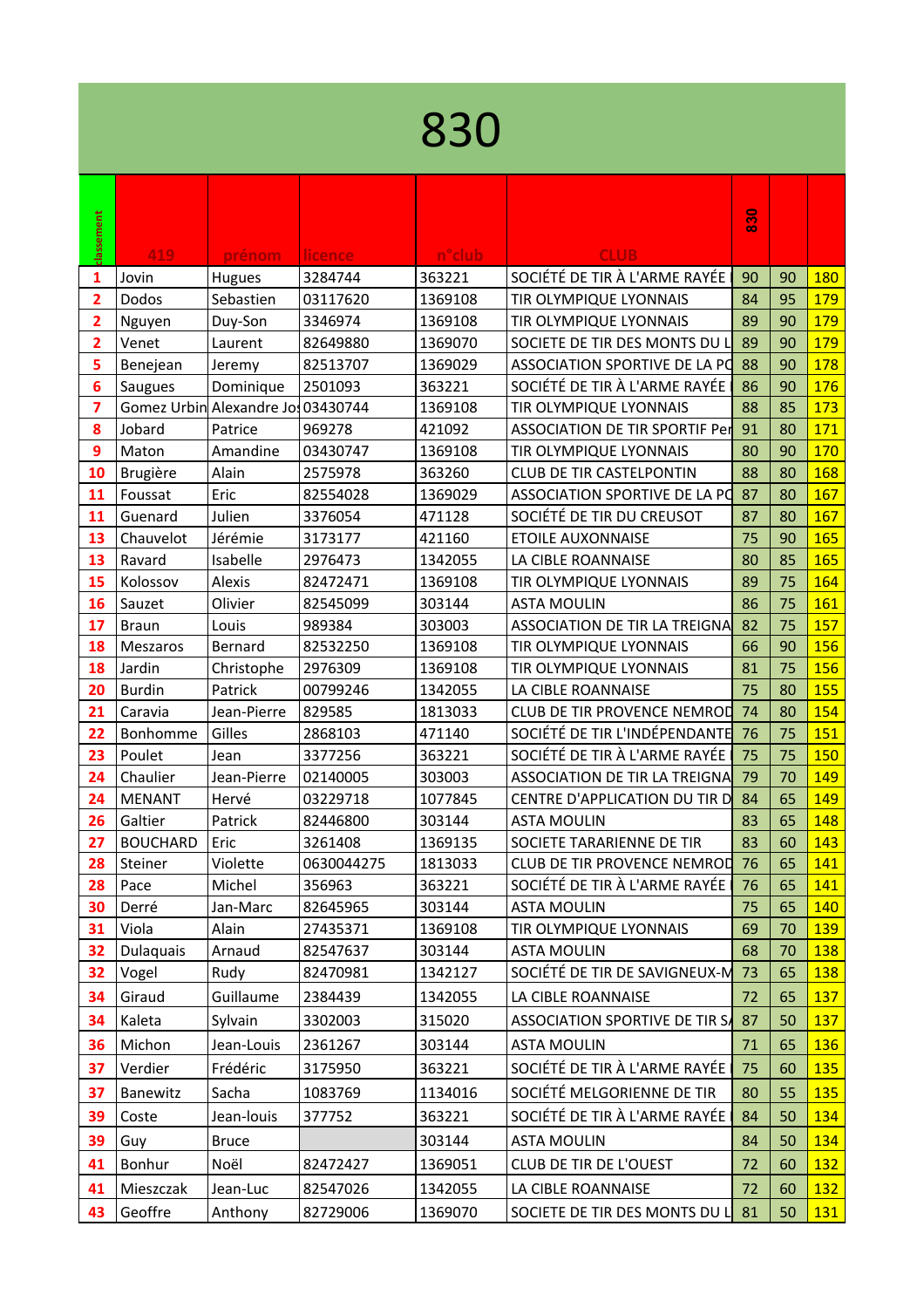# 830

| classement | 419 | prénom | licence | n°club | CLUB | 830 | | |
|---|---|---|---|---|---|---|---|---|
| 1 | Jovin | Hugues | 3284744 | 363221 | SOCIÉTÉ DE TIR À L'ARME RAYÉE | 90 | 90 | 180 |
| 2 | Dodos | Sebastien | 03117620 | 1369108 | TIR OLYMPIQUE LYONNAIS | 84 | 95 | 179 |
| 2 | Nguyen | Duy-Son | 3346974 | 1369108 | TIR OLYMPIQUE LYONNAIS | 89 | 90 | 179 |
| 2 | Venet | Laurent | 82649880 | 1369070 | SOCIETE DE TIR DES MONTS DU L | 89 | 90 | 179 |
| 5 | Benejean | Jeremy | 82513707 | 1369029 | ASSOCIATION SPORTIVE DE LA PO | 88 | 90 | 178 |
| 6 | Saugues | Dominique | 2501093 | 363221 | SOCIÉTÉ DE TIR À L'ARME RAYÉE | 86 | 90 | 176 |
| 7 | Gomez Urbin | Alexandre Jos | 03430744 | 1369108 | TIR OLYMPIQUE LYONNAIS | 88 | 85 | 173 |
| 8 | Jobard | Patrice | 969278 | 421092 | ASSOCIATION DE TIR SPORTIF Per | 91 | 80 | 171 |
| 9 | Maton | Amandine | 03430747 | 1369108 | TIR OLYMPIQUE LYONNAIS | 80 | 90 | 170 |
| 10 | Brugière | Alain | 2575978 | 363260 | CLUB DE TIR CASTELPONTIN | 88 | 80 | 168 |
| 11 | Foussat | Eric | 82554028 | 1369029 | ASSOCIATION SPORTIVE DE LA PO | 87 | 80 | 167 |
| 11 | Guenard | Julien | 3376054 | 471128 | SOCIÉTÉ DE TIR DU CREUSOT | 87 | 80 | 167 |
| 13 | Chauvelot | Jérémie | 3173177 | 421160 | ETOILE AUXONNAISE | 75 | 90 | 165 |
| 13 | Ravard | Isabelle | 2976473 | 1342055 | LA CIBLE ROANNAISE | 80 | 85 | 165 |
| 15 | Kolossov | Alexis | 82472471 | 1369108 | TIR OLYMPIQUE LYONNAIS | 89 | 75 | 164 |
| 16 | Sauzet | Olivier | 82545099 | 303144 | ASTA MOULIN | 86 | 75 | 161 |
| 17 | Braun | Louis | 989384 | 303003 | ASSOCIATION DE TIR LA TREIGNA | 82 | 75 | 157 |
| 18 | Meszaros | Bernard | 82532250 | 1369108 | TIR OLYMPIQUE LYONNAIS | 66 | 90 | 156 |
| 18 | Jardin | Christophe | 2976309 | 1369108 | TIR OLYMPIQUE LYONNAIS | 81 | 75 | 156 |
| 20 | Burdin | Patrick | 00799246 | 1342055 | LA CIBLE ROANNAISE | 75 | 80 | 155 |
| 21 | Caravia | Jean-Pierre | 829585 | 1813033 | CLUB DE TIR PROVENCE NEMROD | 74 | 80 | 154 |
| 22 | Bonhomme | Gilles | 2868103 | 471140 | SOCIÉTÉ DE TIR L'INDÉPENDANTE | 76 | 75 | 151 |
| 23 | Poulet | Jean | 3377256 | 363221 | SOCIÉTÉ DE TIR À L'ARME RAYÉE | 75 | 75 | 150 |
| 24 | Chaulier | Jean-Pierre | 02140005 | 303003 | ASSOCIATION DE TIR LA TREIGNA | 79 | 70 | 149 |
| 24 | MENANT | Hervé | 03229718 | 1077845 | CENTRE D'APPLICATION DU TIR D | 84 | 65 | 149 |
| 26 | Galtier | Patrick | 82446800 | 303144 | ASTA MOULIN | 83 | 65 | 148 |
| 27 | BOUCHARD | Eric | 3261408 | 1369135 | SOCIETE TARARIENNE DE TIR | 83 | 60 | 143 |
| 28 | Steiner | Violette | 0630044275 | 1813033 | CLUB DE TIR PROVENCE NEMROD | 76 | 65 | 141 |
| 28 | Pace | Michel | 356963 | 363221 | SOCIÉTÉ DE TIR À L'ARME RAYÉE | 76 | 65 | 141 |
| 30 | Derré | Jan-Marc | 82645965 | 303144 | ASTA MOULIN | 75 | 65 | 140 |
| 31 | Viola | Alain | 27435371 | 1369108 | TIR OLYMPIQUE LYONNAIS | 69 | 70 | 139 |
| 32 | Dulaquais | Arnaud | 82547637 | 303144 | ASTA MOULIN | 68 | 70 | 138 |
| 32 | Vogel | Rudy | 82470981 | 1342127 | SOCIÉTÉ DE TIR DE SAVIGNEUX-M | 73 | 65 | 138 |
| 34 | Giraud | Guillaume | 2384439 | 1342055 | LA CIBLE ROANNAISE | 72 | 65 | 137 |
| 34 | Kaleta | Sylvain | 3302003 | 315020 | ASSOCIATION SPORTIVE DE TIR SA | 87 | 50 | 137 |
| 36 | Michon | Jean-Louis | 2361267 | 303144 | ASTA MOULIN | 71 | 65 | 136 |
| 37 | Verdier | Frédéric | 3175950 | 363221 | SOCIÉTÉ DE TIR À L'ARME RAYÉE | 75 | 60 | 135 |
| 37 | Banewitz | Sacha | 1083769 | 1134016 | SOCIÉTÉ MELGORIENNE DE TIR | 80 | 55 | 135 |
| 39 | Coste | Jean-louis | 377752 | 363221 | SOCIÉTÉ DE TIR À L'ARME RAYÉE | 84 | 50 | 134 |
| 39 | Guy | Bruce | | 303144 | ASTA MOULIN | 84 | 50 | 134 |
| 41 | Bonhur | Noël | 82472427 | 1369051 | CLUB DE TIR DE L'OUEST | 72 | 60 | 132 |
| 41 | Mieszczak | Jean-Luc | 82547026 | 1342055 | LA CIBLE ROANNAISE | 72 | 60 | 132 |
| 43 | Geoffre | Anthony | 82729006 | 1369070 | SOCIETE DE TIR DES MONTS DU L | 81 | 50 | 131 |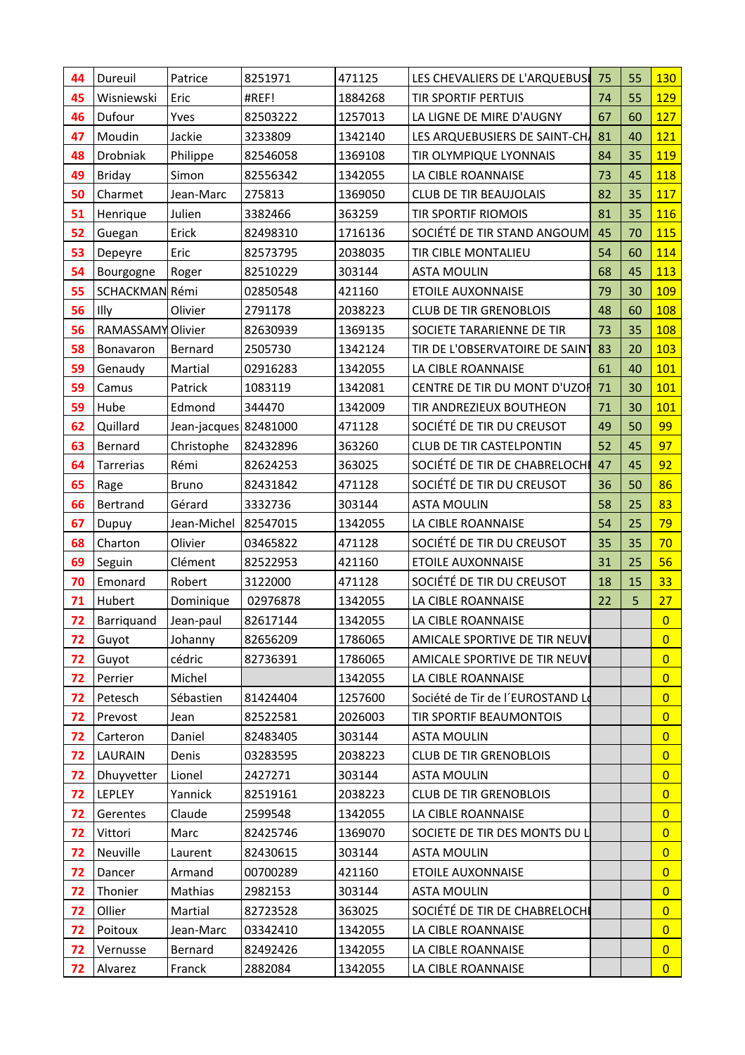| | | | | | | | | |
|---|---|---|---|---|---|---|---|---|
| 44 | Dureuil | Patrice | 8251971 | 471125 | LES CHEVALIERS DE L'ARQUEBUSI | 75 | 55 | 130 |
| 45 | Wisniewski | Eric | #REF! | 1884268 | TIR SPORTIF PERTUIS | 74 | 55 | 129 |
| 46 | Dufour | Yves | 82503222 | 1257013 | LA LIGNE DE MIRE D'AUGNY | 67 | 60 | 127 |
| 47 | Moudin | Jackie | 3233809 | 1342140 | LES ARQUEBUSIERS DE SAINT-CH | 81 | 40 | 121 |
| 48 | Drobniak | Philippe | 82546058 | 1369108 | TIR OLYMPIQUE LYONNAIS | 84 | 35 | 119 |
| 49 | Briday | Simon | 82556342 | 1342055 | LA CIBLE ROANNAISE | 73 | 45 | 118 |
| 50 | Charmet | Jean-Marc | 275813 | 1369050 | CLUB DE TIR BEAUJOLAIS | 82 | 35 | 117 |
| 51 | Henrique | Julien | 3382466 | 363259 | TIR SPORTIF RIOMOIS | 81 | 35 | 116 |
| 52 | Guegan | Erick | 82498310 | 1716136 | SOCIÉTÉ DE TIR STAND ANGOUM | 45 | 70 | 115 |
| 53 | Depeyre | Eric | 82573795 | 2038035 | TIR CIBLE MONTALIEU | 54 | 60 | 114 |
| 54 | Bourgogne | Roger | 82510229 | 303144 | ASTA MOULIN | 68 | 45 | 113 |
| 55 | SCHACKMAN | Rémi | 02850548 | 421160 | ETOILE AUXONNAISE | 79 | 30 | 109 |
| 56 | Illy | Olivier | 2791178 | 2038223 | CLUB DE TIR GRENOBLOIS | 48 | 60 | 108 |
| 56 | RAMASSAMY | Olivier | 82630939 | 1369135 | SOCIETE TARARIENNE DE TIR | 73 | 35 | 108 |
| 58 | Bonavaron | Bernard | 2505730 | 1342124 | TIR DE L'OBSERVATOIRE DE SAINT | 83 | 20 | 103 |
| 59 | Genaudy | Martial | 02916283 | 1342055 | LA CIBLE ROANNAISE | 61 | 40 | 101 |
| 59 | Camus | Patrick | 1083119 | 1342081 | CENTRE DE TIR DU MONT D'UZOR | 71 | 30 | 101 |
| 59 | Hube | Edmond | 344470 | 1342009 | TIR ANDREZIEUX BOUTHEON | 71 | 30 | 101 |
| 62 | Quillard | Jean-jacques | 82481000 | 471128 | SOCIÉTÉ DE TIR DU CREUSOT | 49 | 50 | 99 |
| 63 | Bernard | Christophe | 82432896 | 363260 | CLUB DE TIR CASTELPONTIN | 52 | 45 | 97 |
| 64 | Tarrerias | Rémi | 82624253 | 363025 | SOCIÉTÉ DE TIR DE CHABRELOCHE | 47 | 45 | 92 |
| 65 | Rage | Bruno | 82431842 | 471128 | SOCIÉTÉ DE TIR DU CREUSOT | 36 | 50 | 86 |
| 66 | Bertrand | Gérard | 3332736 | 303144 | ASTA MOULIN | 58 | 25 | 83 |
| 67 | Dupuy | Jean-Michel | 82547015 | 1342055 | LA CIBLE ROANNAISE | 54 | 25 | 79 |
| 68 | Charton | Olivier | 03465822 | 471128 | SOCIÉTÉ DE TIR DU CREUSOT | 35 | 35 | 70 |
| 69 | Seguin | Clément | 82522953 | 421160 | ETOILE AUXONNAISE | 31 | 25 | 56 |
| 70 | Emonard | Robert | 3122000 | 471128 | SOCIÉTÉ DE TIR DU CREUSOT | 18 | 15 | 33 |
| 71 | Hubert | Dominique | 02976878 | 1342055 | LA CIBLE ROANNAISE | 22 | 5 | 27 |
| 72 | Barriquand | Jean-paul | 82617144 | 1342055 | LA CIBLE ROANNAISE | | | 0 |
| 72 | Guyot | Johanny | 82656209 | 1786065 | AMICALE SPORTIVE DE TIR NEUVI | | | 0 |
| 72 | Guyot | cédric | 82736391 | 1786065 | AMICALE SPORTIVE DE TIR NEUVI | | | 0 |
| 72 | Perrier | Michel | | 1342055 | LA CIBLE ROANNAISE | | | 0 |
| 72 | Petesch | Sébastien | 81424404 | 1257600 | Société de Tir de l´EUROSTAND L | | | 0 |
| 72 | Prevost | Jean | 82522581 | 2026003 | TIR SPORTIF BEAUMONTOIS | | | 0 |
| 72 | Carteron | Daniel | 82483405 | 303144 | ASTA MOULIN | | | 0 |
| 72 | LAURAIN | Denis | 03283595 | 2038223 | CLUB DE TIR GRENOBLOIS | | | 0 |
| 72 | Dhuyvetter | Lionel | 2427271 | 303144 | ASTA MOULIN | | | 0 |
| 72 | LEPLEY | Yannick | 82519161 | 2038223 | CLUB DE TIR GRENOBLOIS | | | 0 |
| 72 | Gerentes | Claude | 2599548 | 1342055 | LA CIBLE ROANNAISE | | | 0 |
| 72 | Vittori | Marc | 82425746 | 1369070 | SOCIETE DE TIR DES MONTS DU L | | | 0 |
| 72 | Neuville | Laurent | 82430615 | 303144 | ASTA MOULIN | | | 0 |
| 72 | Dancer | Armand | 00700289 | 421160 | ETOILE AUXONNAISE | | | 0 |
| 72 | Thonier | Mathias | 2982153 | 303144 | ASTA MOULIN | | | 0 |
| 72 | Ollier | Martial | 82723528 | 363025 | SOCIÉTÉ DE TIR DE CHABRELOCHE | | | 0 |
| 72 | Poitoux | Jean-Marc | 03342410 | 1342055 | LA CIBLE ROANNAISE | | | 0 |
| 72 | Vernusse | Bernard | 82492426 | 1342055 | LA CIBLE ROANNAISE | | | 0 |
| 72 | Alvarez | Franck | 2882084 | 1342055 | LA CIBLE ROANNAISE | | | 0 |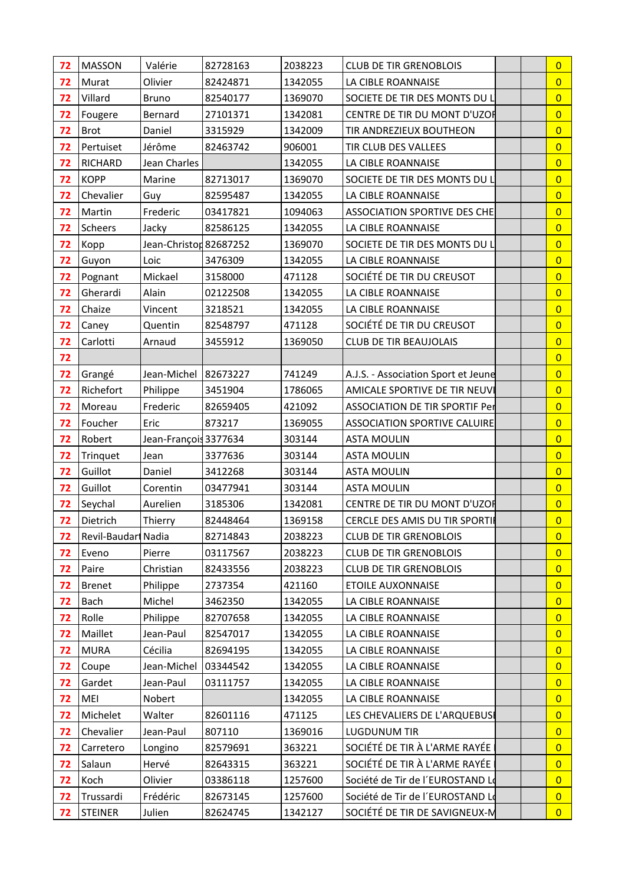| | | | | | | | | |
|---|---|---|---|---|---|---|---|---|
| 72 | MASSON | Valérie | 82728163 | 2038223 | CLUB DE TIR GRENOBLOIS | | | 0 |
| 72 | Murat | Olivier | 82424871 | 1342055 | LA CIBLE ROANNAISE | | | 0 |
| 72 | Villard | Bruno | 82540177 | 1369070 | SOCIETE DE TIR DES MONTS DU L | | | 0 |
| 72 | Fougere | Bernard | 27101371 | 1342081 | CENTRE DE TIR DU MONT D'UZOI | | | 0 |
| 72 | Brot | Daniel | 3315929 | 1342009 | TIR ANDREZIEUX BOUTHEON | | | 0 |
| 72 | Pertuiset | Jérôme | 82463742 | 906001 | TIR CLUB DES VALLEES | | | 0 |
| 72 | RICHARD | Jean Charles | | 1342055 | LA CIBLE ROANNAISE | | | 0 |
| 72 | KOPP | Marine | 82713017 | 1369070 | SOCIETE DE TIR DES MONTS DU L | | | 0 |
| 72 | Chevalier | Guy | 82595487 | 1342055 | LA CIBLE ROANNAISE | | | 0 |
| 72 | Martin | Frederic | 03417821 | 1094063 | ASSOCIATION SPORTIVE DES CHE | | | 0 |
| 72 | Scheers | Jacky | 82586125 | 1342055 | LA CIBLE ROANNAISE | | | 0 |
| 72 | Kopp | Jean-Christop | 82687252 | 1369070 | SOCIETE DE TIR DES MONTS DU L | | | 0 |
| 72 | Guyon | Loic | 3476309 | 1342055 | LA CIBLE ROANNAISE | | | 0 |
| 72 | Pognant | Mickael | 3158000 | 471128 | SOCIÉTÉ DE TIR DU CREUSOT | | | 0 |
| 72 | Gherardi | Alain | 02122508 | 1342055 | LA CIBLE ROANNAISE | | | 0 |
| 72 | Chaize | Vincent | 3218521 | 1342055 | LA CIBLE ROANNAISE | | | 0 |
| 72 | Caney | Quentin | 82548797 | 471128 | SOCIÉTÉ DE TIR DU CREUSOT | | | 0 |
| 72 | Carlotti | Arnaud | 3455912 | 1369050 | CLUB DE TIR BEAUJOLAIS | | | 0 |
| 72 | | | | | | | | 0 |
| 72 | Grangé | Jean-Michel | 82673227 | 741249 | A.J.S. - Association Sport et Jeune | | | 0 |
| 72 | Richefort | Philippe | 3451904 | 1786065 | AMICALE SPORTIVE DE TIR NEUVI | | | 0 |
| 72 | Moreau | Frederic | 82659405 | 421092 | ASSOCIATION DE TIR SPORTIF Per | | | 0 |
| 72 | Foucher | Eric | 873217 | 1369055 | ASSOCIATION SPORTIVE CALUIRE | | | 0 |
| 72 | Robert | Jean-François | 3377634 | 303144 | ASTA MOULIN | | | 0 |
| 72 | Trinquet | Jean | 3377636 | 303144 | ASTA MOULIN | | | 0 |
| 72 | Guillot | Daniel | 3412268 | 303144 | ASTA MOULIN | | | 0 |
| 72 | Guillot | Corentin | 03477941 | 303144 | ASTA MOULIN | | | 0 |
| 72 | Seychal | Aurelien | 3185306 | 1342081 | CENTRE DE TIR DU MONT D'UZOI | | | 0 |
| 72 | Dietrich | Thierry | 82448464 | 1369158 | CERCLE DES AMIS DU TIR SPORTI | | | 0 |
| 72 | Revil-Baudart | Nadia | 82714843 | 2038223 | CLUB DE TIR GRENOBLOIS | | | 0 |
| 72 | Eveno | Pierre | 03117567 | 2038223 | CLUB DE TIR GRENOBLOIS | | | 0 |
| 72 | Paire | Christian | 82433556 | 2038223 | CLUB DE TIR GRENOBLOIS | | | 0 |
| 72 | Brenet | Philippe | 2737354 | 421160 | ETOILE AUXONNAISE | | | 0 |
| 72 | Bach | Michel | 3462350 | 1342055 | LA CIBLE ROANNAISE | | | 0 |
| 72 | Rolle | Philippe | 82707658 | 1342055 | LA CIBLE ROANNAISE | | | 0 |
| 72 | Maillet | Jean-Paul | 82547017 | 1342055 | LA CIBLE ROANNAISE | | | 0 |
| 72 | MURA | Cécilia | 82694195 | 1342055 | LA CIBLE ROANNAISE | | | 0 |
| 72 | Coupe | Jean-Michel | 03344542 | 1342055 | LA CIBLE ROANNAISE | | | 0 |
| 72 | Gardet | Jean-Paul | 03111757 | 1342055 | LA CIBLE ROANNAISE | | | 0 |
| 72 | MEI | Nobert | | 1342055 | LA CIBLE ROANNAISE | | | 0 |
| 72 | Michelet | Walter | 82601116 | 471125 | LES CHEVALIERS DE L'ARQUEBUSI | | | 0 |
| 72 | Chevalier | Jean-Paul | 807110 | 1369016 | LUGDUNUM TIR | | | 0 |
| 72 | Carretero | Longino | 82579691 | 363221 | SOCIÉTÉ DE TIR À L'ARME RAYÉE | | | 0 |
| 72 | Salaun | Hervé | 82643315 | 363221 | SOCIÉTÉ DE TIR À L'ARME RAYÉE | | | 0 |
| 72 | Koch | Olivier | 03386118 | 1257600 | Société de Tir de l´EUROSTAND L | | | 0 |
| 72 | Trussardi | Frédéric | 82673145 | 1257600 | Société de Tir de l´EUROSTAND L | | | 0 |
| 72 | STEINER | Julien | 82624745 | 1342127 | SOCIÉTÉ DE TIR DE SAVIGNEUX-M | | | 0 |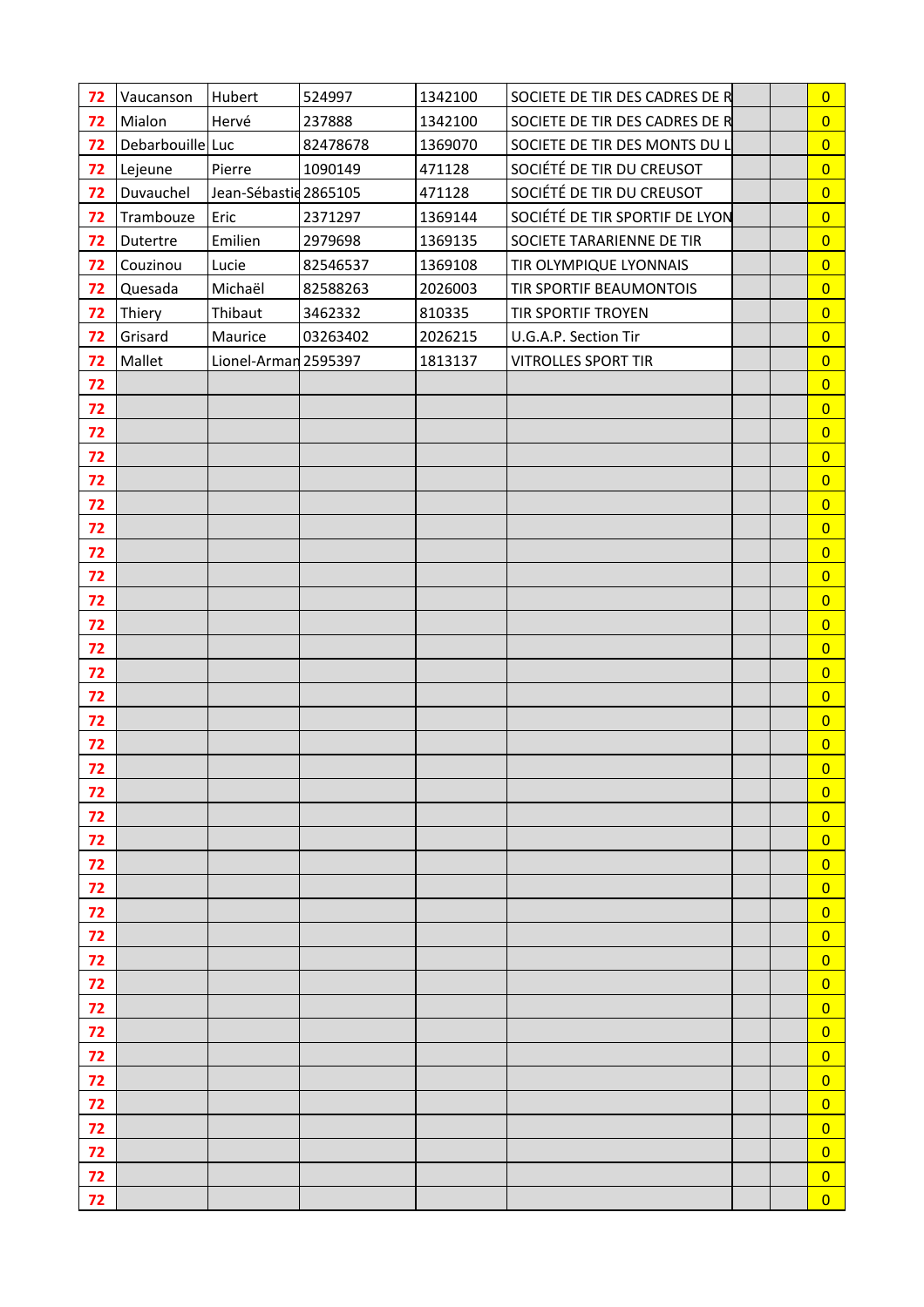| | | | | | | | | |
|---|---|---|---|---|---|---|---|---|
| 72 | Vaucanson | Hubert | 524997 | 1342100 | SOCIETE DE TIR DES CADRES DE R | | | 0 |
| 72 | Mialon | Hervé | 237888 | 1342100 | SOCIETE DE TIR DES CADRES DE R | | | 0 |
| 72 | Debarbouille | Luc | 82478678 | 1369070 | SOCIETE DE TIR DES MONTS DU L | | | 0 |
| 72 | Lejeune | Pierre | 1090149 | 471128 | SOCIÉTÉ DE TIR DU CREUSOT | | | 0 |
| 72 | Duvauchel | Jean-Sébastie | 2865105 | 471128 | SOCIÉTÉ DE TIR DU CREUSOT | | | 0 |
| 72 | Trambouze | Eric | 2371297 | 1369144 | SOCIÉTÉ DE TIR SPORTIF DE LYON | | | 0 |
| 72 | Dutertre | Emilien | 2979698 | 1369135 | SOCIETE TARARIENNE DE TIR | | | 0 |
| 72 | Couzinou | Lucie | 82546537 | 1369108 | TIR OLYMPIQUE LYONNAIS | | | 0 |
| 72 | Quesada | Michaël | 82588263 | 2026003 | TIR SPORTIF BEAUMONTOIS | | | 0 |
| 72 | Thiery | Thibaut | 3462332 | 810335 | TIR SPORTIF TROYEN | | | 0 |
| 72 | Grisard | Maurice | 03263402 | 2026215 | U.G.A.P. Section Tir | | | 0 |
| 72 | Mallet | Lionel-Arman | 2595397 | 1813137 | VITROLLES SPORT TIR | | | 0 |
| 72 | | | | | | | | 0 |
| 72 | | | | | | | | 0 |
| 72 | | | | | | | | 0 |
| 72 | | | | | | | | 0 |
| 72 | | | | | | | | 0 |
| 72 | | | | | | | | 0 |
| 72 | | | | | | | | 0 |
| 72 | | | | | | | | 0 |
| 72 | | | | | | | | 0 |
| 72 | | | | | | | | 0 |
| 72 | | | | | | | | 0 |
| 72 | | | | | | | | 0 |
| 72 | | | | | | | | 0 |
| 72 | | | | | | | | 0 |
| 72 | | | | | | | | 0 |
| 72 | | | | | | | | 0 |
| 72 | | | | | | | | 0 |
| 72 | | | | | | | | 0 |
| 72 | | | | | | | | 0 |
| 72 | | | | | | | | 0 |
| 72 | | | | | | | | 0 |
| 72 | | | | | | | | 0 |
| 72 | | | | | | | | 0 |
| 72 | | | | | | | | 0 |
| 72 | | | | | | | | 0 |
| 72 | | | | | | | | 0 |
| 72 | | | | | | | | 0 |
| 72 | | | | | | | | 0 |
| 72 | | | | | | | | 0 |
| 72 | | | | | | | | 0 |
| 72 | | | | | | | | 0 |
| 72 | | | | | | | | 0 |
| 72 | | | | | | | | 0 |
| 72 | | | | | | | | 0 |
| 72 | | | | | | | | 0 |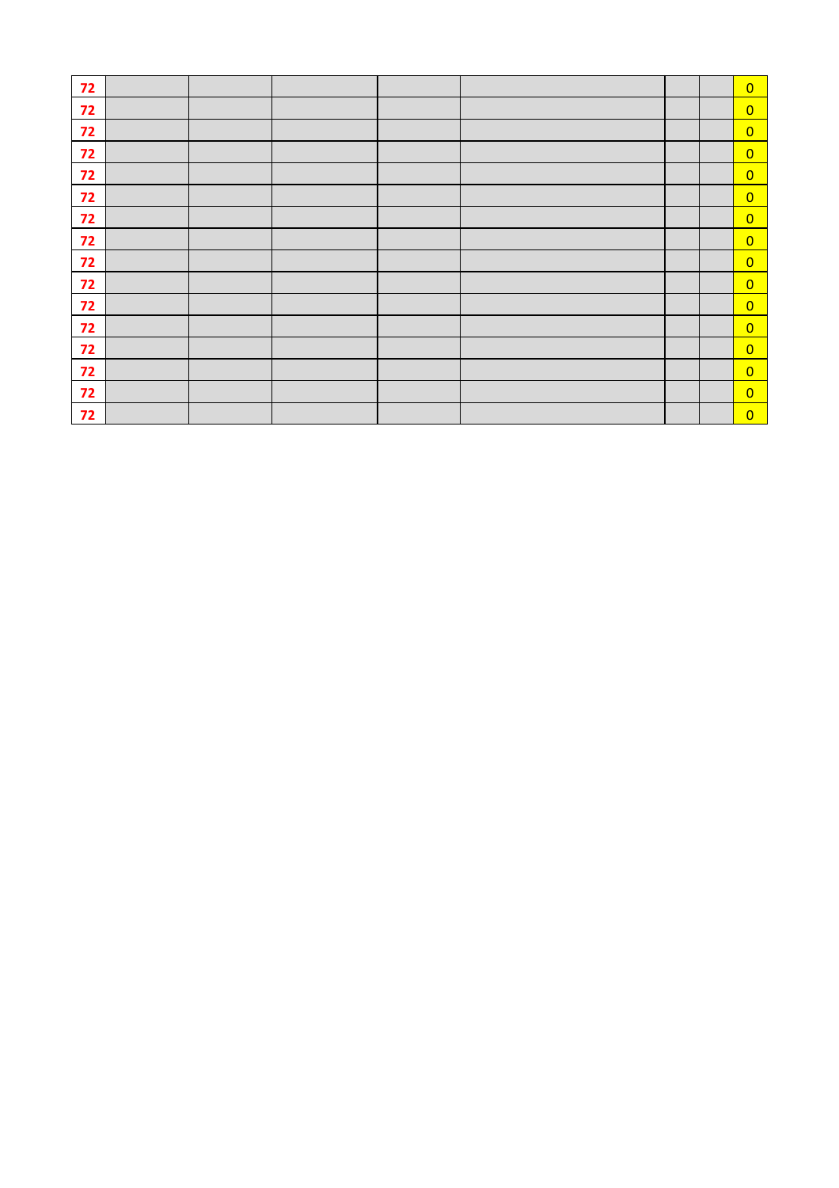| | | | | | | | | |
|---|---|---|---|---|---|---|---|---|
| 72 | | | | | | | | 0 |
| 72 | | | | | | | | 0 |
| 72 | | | | | | | | 0 |
| 72 | | | | | | | | 0 |
| 72 | | | | | | | | 0 |
| 72 | | | | | | | | 0 |
| 72 | | | | | | | | 0 |
| 72 | | | | | | | | 0 |
| 72 | | | | | | | | 0 |
| 72 | | | | | | | | 0 |
| 72 | | | | | | | | 0 |
| 72 | | | | | | | | 0 |
| 72 | | | | | | | | 0 |
| 72 | | | | | | | | 0 |
| 72 | | | | | | | | 0 |
| 72 | | | | | | | | 0 |